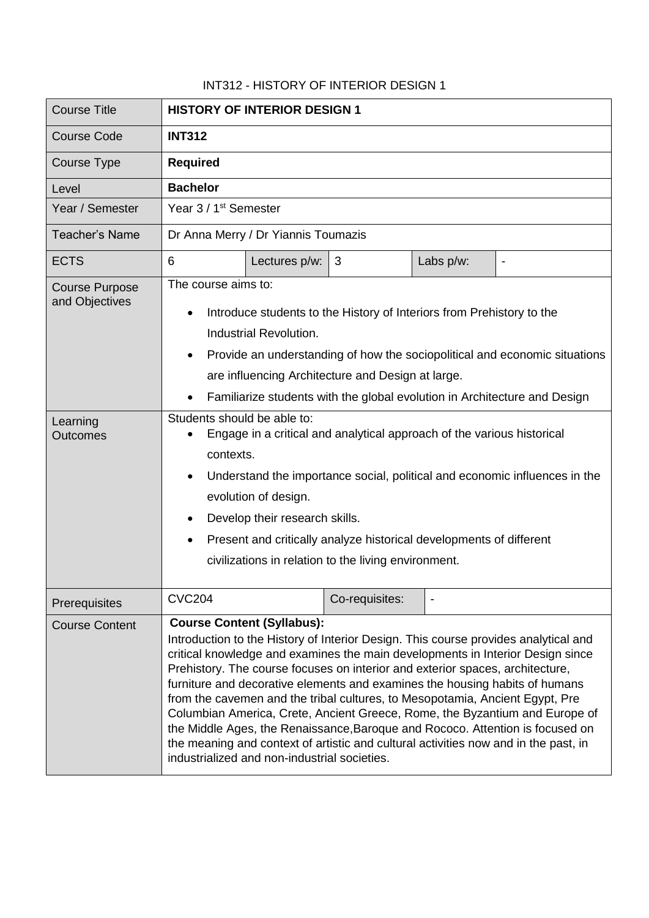INT312 - HISTORY OF INTERIOR DESIGN 1

| | | | | | |
|---|---|---|---|---|---|
| Course Title | **HISTORY OF INTERIOR DESIGN 1** | | | | |
| Course Code | **INT312** | | | | |
| Course Type | **Required** | | | | |
| Level | **Bachelor** | | | | |
| Year / Semester | Year 3 / 1st Semester | | | | |
| Teacher's Name | Dr Anna Merry / Dr Yiannis Toumazis | | | | |
| ECTS | 6 | Lectures p/w: | 3 | Labs p/w: | - |
| Course Purpose and Objectives | The course aims to:<br>• Introduce students to the History of Interiors from Prehistory to the Industrial Revolution.<br>• Provide an understanding of how the sociopolitical and economic situations are influencing Architecture and Design at large.<br>• Familiarize students with the global evolution in Architecture and Design | | | | |
| Learning Outcomes | Students should be able to:<br>• Engage in a critical and analytical approach of the various historical contexts.<br>• Understand the importance social, political and economic influences in the evolution of design.<br>• Develop their research skills.<br>• Present and critically analyze historical developments of different civilizations in relation to the living environment. | | | | |
| Prerequisites | CVC204 | | Co-requisites: | - | |
| Course Content | **Course Content (Syllabus):**<br>Introduction to the History of Interior Design. This course provides analytical and critical knowledge and examines the main developments in Interior Design since Prehistory. The course focuses on interior and exterior spaces, architecture, furniture and decorative elements and examines the housing habits of humans from the cavemen and the tribal cultures, to Mesopotamia, Ancient Egypt, Pre Columbian America, Crete, Ancient Greece, Rome, the Byzantium and Europe of the Middle Ages, the Renaissance,Baroque and Rococo. Attention is focused on the meaning and context of artistic and cultural activities now and in the past, in industrialized and non-industrial societies. | | | | |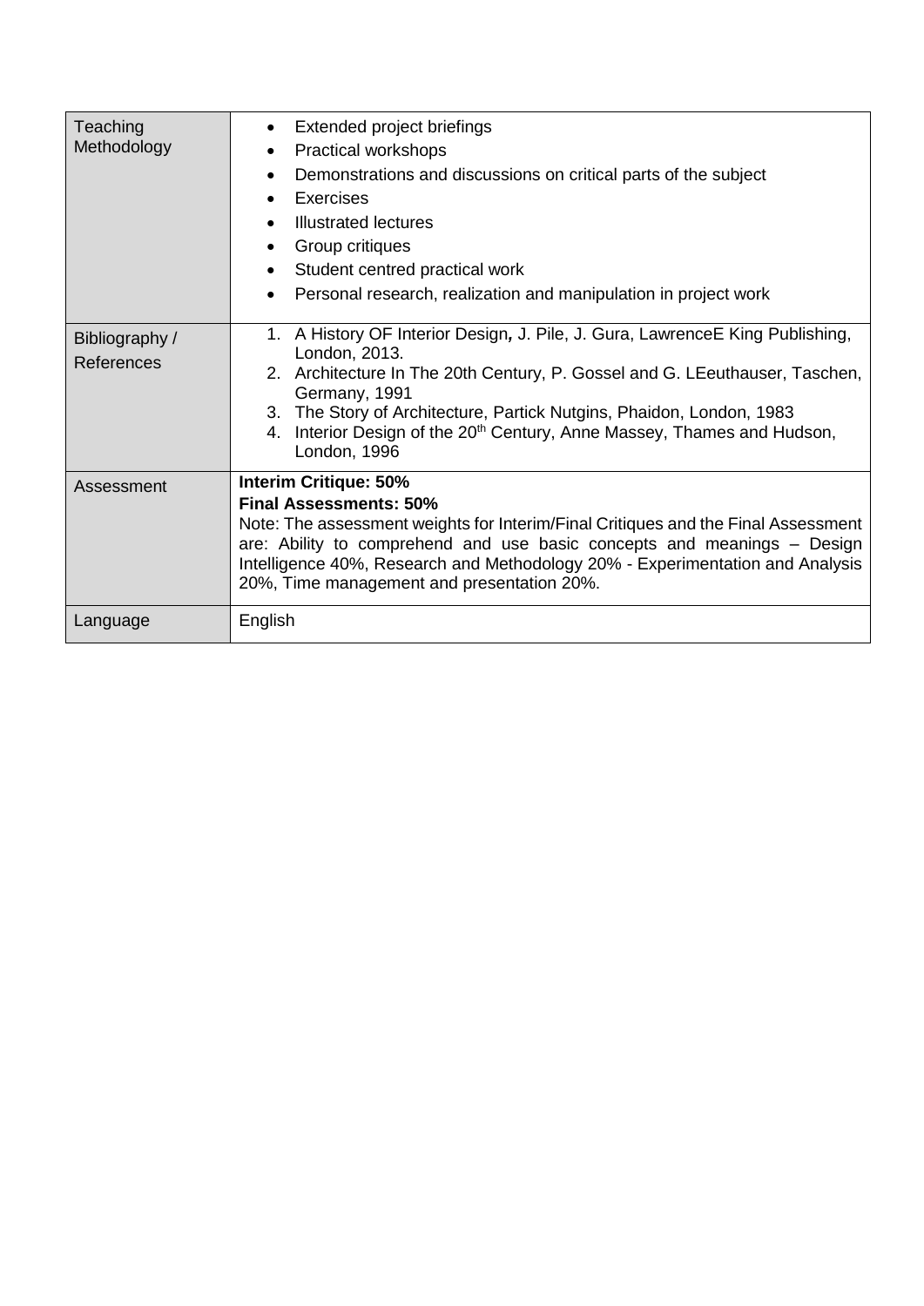| | |
|---|---|
| Teaching Methodology | • Extended project briefings<br>• Practical workshops<br>• Demonstrations and discussions on critical parts of the subject<br>• Exercises<br>• Illustrated lectures<br>• Group critiques<br>• Student centred practical work<br>• Personal research, realization and manipulation in project work |
| Bibliography / References | 1. A History OF Interior Design**,** J. Pile, J. Gura, LawrenceE King Publishing, London, 2013.<br>2. Architecture In The 20th Century, P. Gossel and G. LEeuthauser, Taschen, Germany, 1991<br>3. The Story of Architecture, Partick Nutgins, Phaidon, London, 1983<br>4. Interior Design of the 20th Century, Anne Massey, Thames and Hudson, London, 1996 |
| Assessment | **Interim Critique: 50%**<br>**Final Assessments: 50%**<br>Note: The assessment weights for Interim/Final Critiques and the Final Assessment are: Ability to comprehend and use basic concepts and meanings – Design Intelligence 40%, Research and Methodology 20% - Experimentation and Analysis 20%, Time management and presentation 20%. |
| Language | English |